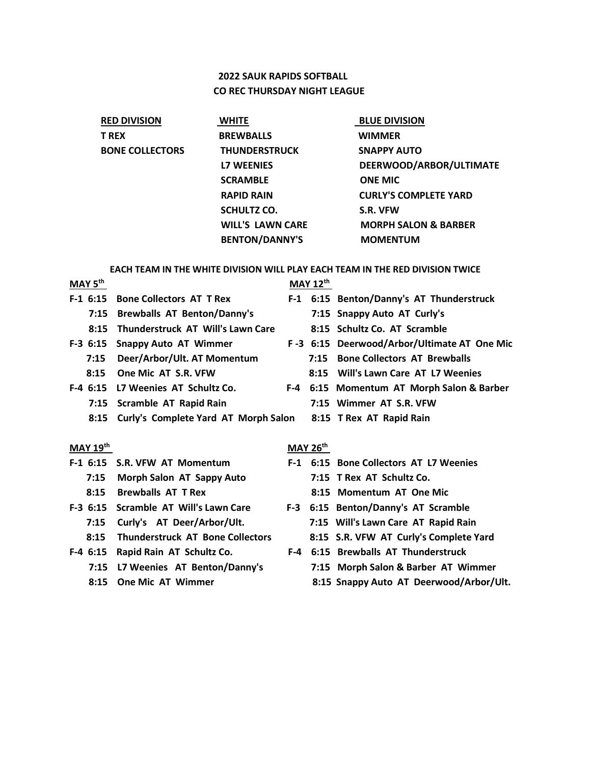## 2022 SAUK RAPIDS SOFTBALL
## CO REC THURSDAY NIGHT LEAGUE

| RED DIVISION | WHITE | BLUE DIVISION |
|---|---|---|
| T REX | BREWBALLS | WIMMER |
| BONE COLLECTORS | THUNDERSTRUCK | SNAPPY AUTO |
| | L7 WEENIES | DEERWOOD/ARBOR/ULTIMATE |
| | SCRAMBLE | ONE MIC |
| | RAPID RAIN | CURLY'S COMPLETE YARD |
| | SCHULTZ CO. | S.R. VFW |
| | WILL'S LAWN CARE | MORPH SALON & BARBER |
| | BENTON/DANNY'S | MOMENTUM |

**EACH TEAM IN THE WHITE DIVISION WILL PLAY EACH TEAM IN THE RED DIVISION TWICE**

**MAY 5th**

| Field | Time | Game |
|---|---|---|
| F-1 | 6:15 | Bone Collectors AT T Rex |
| | 7:15 | Brewballs AT Benton/Danny's |
| | 8:15 | Thunderstruck AT Will's Lawn Care |
| F-3 | 6:15 | Snappy Auto AT Wimmer |
| | 7:15 | Deer/Arbor/Ult. AT Momentum |
| | 8:15 | One Mic AT S.R. VFW |
| F-4 | 6:15 | L7 Weenies AT Schultz Co. |
| | 7:15 | Scramble AT Rapid Rain |
| | 8:15 | Curly's Complete Yard AT Morph Salon |

**MAY 12th**

| Field | Time | Game |
|---|---|---|
| F-1 | 6:15 | Benton/Danny's AT Thunderstruck |
| | 7:15 | Snappy Auto AT Curly's |
| | 8:15 | Schultz Co. AT Scramble |
| F -3 | 6:15 | Deerwood/Arbor/Ultimate AT One Mic |
| | 7:15 | Bone Collectors AT Brewballs |
| | 8:15 | Will's Lawn Care AT L7 Weenies |
| F-4 | 6:15 | Momentum AT Morph Salon & Barber |
| | 7:15 | Wimmer AT S.R. VFW |
| | 8:15 | T Rex AT Rapid Rain |

**MAY 19th**

| Field | Time | Game |
|---|---|---|
| F-1 | 6:15 | S.R. VFW AT Momentum |
| | 7:15 | Morph Salon AT Sappy Auto |
| | 8:15 | Brewballs AT T Rex |
| F-3 | 6:15 | Scramble AT Will's Lawn Care |
| | 7:15 | Curly's AT Deer/Arbor/Ult. |
| | 8:15 | Thunderstruck AT Bone Collectors |
| F-4 | 6:15 | Rapid Rain AT Schultz Co. |
| | 7:15 | L7 Weenies AT Benton/Danny's |
| | 8:15 | One Mic AT Wimmer |

**MAY 26th**

| Field | Time | Game |
|---|---|---|
| F-1 | 6:15 | Bone Collectors AT L7 Weenies |
| | 7:15 | T Rex AT Schultz Co. |
| | 8:15 | Momentum AT One Mic |
| F-3 | 6:15 | Benton/Danny's AT Scramble |
| | 7:15 | Will's Lawn Care AT Rapid Rain |
| | 8:15 | S.R. VFW AT Curly's Complete Yard |
| F-4 | 6:15 | Brewballs AT Thunderstruck |
| | 7:15 | Morph Salon & Barber AT Wimmer |
| | 8:15 | Snappy Auto AT Deerwood/Arbor/Ult. |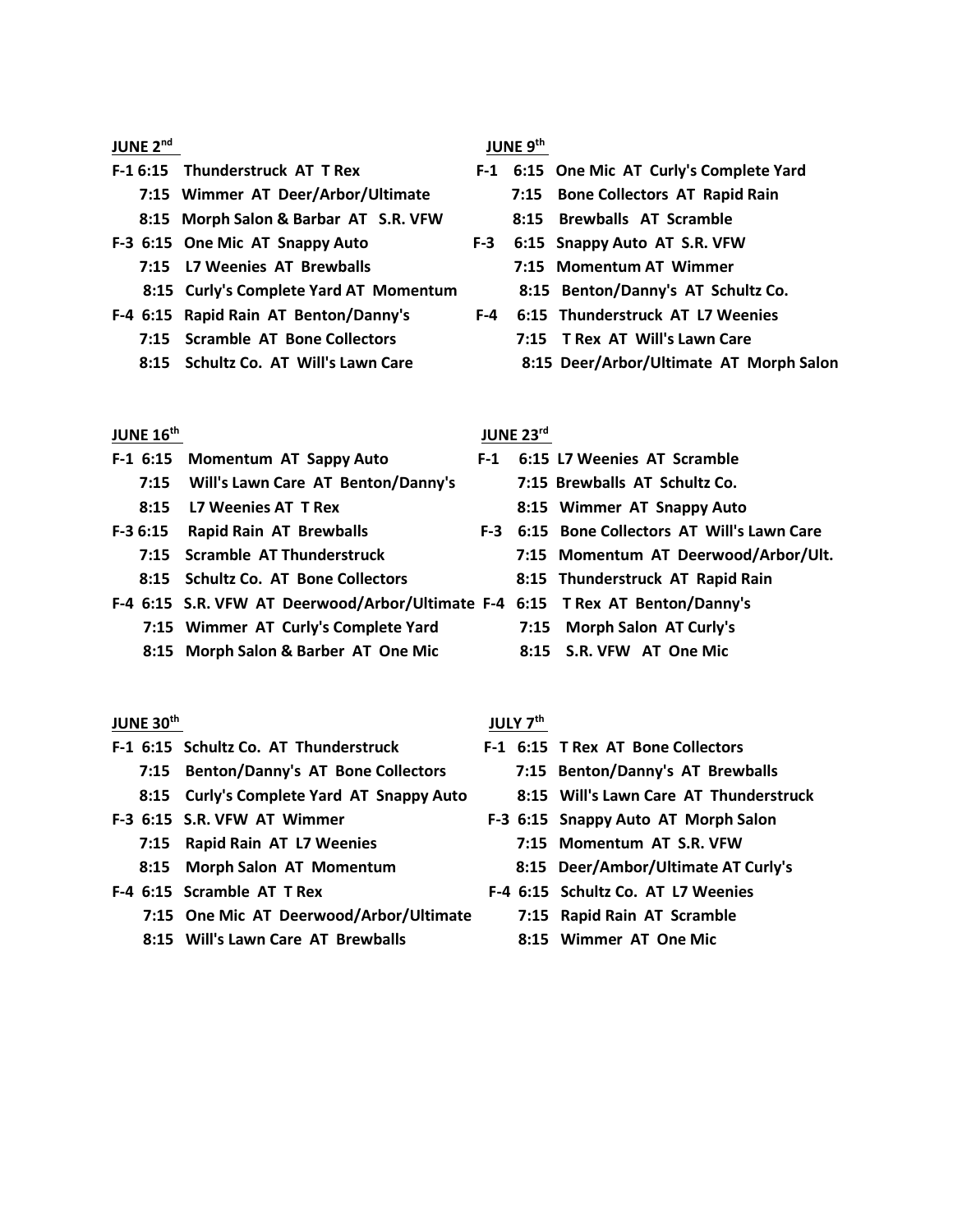**JUNE 2[nd]**

**F-1 6:15 Thunderstruck AT T Rex**
**7:15 Wimmer AT Deer/Arbor/Ultimate**
**8:15 Morph Salon & Barbar AT S.R. VFW**
**F-3 6:15 One Mic AT Snappy Auto**
**7:15 L7 Weenies AT Brewballs**
**8:15 Curly's Complete Yard AT Momentum**
**F-4 6:15 Rapid Rain AT Benton/Danny's**
**7:15 Scramble AT Bone Collectors**
**8:15 Schultz Co. AT Will's Lawn Care**

**JUNE 9[th]**

**F-1 6:15 One Mic AT Curly's Complete Yard**
**7:15 Bone Collectors AT Rapid Rain**
**8:15 Brewballs AT Scramble**
**F-3 6:15 Snappy Auto AT S.R. VFW**
**7:15 Momentum AT Wimmer**
**8:15 Benton/Danny's AT Schultz Co.**
**F-4 6:15 Thunderstruck AT L7 Weenies**
**7:15 T Rex AT Will's Lawn Care**
**8:15 Deer/Arbor/Ultimate AT Morph Salon**

**JUNE 16[th]**

**F-1 6:15 Momentum AT Sappy Auto**
**7:15 Will's Lawn Care AT Benton/Danny's**
**8:15 L7 Weenies AT T Rex**
**F-3 6:15 Rapid Rain AT Brewballs**
**7:15 Scramble AT Thunderstruck**
**8:15 Schultz Co. AT Bone Collectors**
**F-4 6:15 S.R. VFW AT Deerwood/Arbor/Ultimate**
**7:15 Wimmer AT Curly's Complete Yard**
**8:15 Morph Salon & Barber AT One Mic**

**JUNE 23[rd]**

**F-1 6:15 L7 Weenies AT Scramble**
**7:15 Brewballs AT Schultz Co.**
**8:15 Wimmer AT Snappy Auto**
**F-3 6:15 Bone Collectors AT Will's Lawn Care**
**7:15 Momentum AT Deerwood/Arbor/Ult.**
**8:15 Thunderstruck AT Rapid Rain**
**F-4 6:15 T Rex AT Benton/Danny's**
**7:15 Morph Salon AT Curly's**
**8:15 S.R. VFW AT One Mic**

**JUNE 30[th]**

**F-1 6:15 Schultz Co. AT Thunderstruck**
**7:15 Benton/Danny's AT Bone Collectors**
**8:15 Curly's Complete Yard AT Snappy Auto**
**F-3 6:15 S.R. VFW AT Wimmer**
**7:15 Rapid Rain AT L7 Weenies**
**8:15 Morph Salon AT Momentum**
**F-4 6:15 Scramble AT T Rex**
**7:15 One Mic AT Deerwood/Arbor/Ultimate**
**8:15 Will's Lawn Care AT Brewballs**

**JULY 7[th]**

**F-1 6:15 T Rex AT Bone Collectors**
**7:15 Benton/Danny's AT Brewballs**
**8:15 Will's Lawn Care AT Thunderstruck**
**F-3 6:15 Snappy Auto AT Morph Salon**
**7:15 Momentum AT S.R. VFW**
**8:15 Deer/Ambor/Ultimate AT Curly's**
**F-4 6:15 Schultz Co. AT L7 Weenies**
**7:15 Rapid Rain AT Scramble**
**8:15 Wimmer AT One Mic**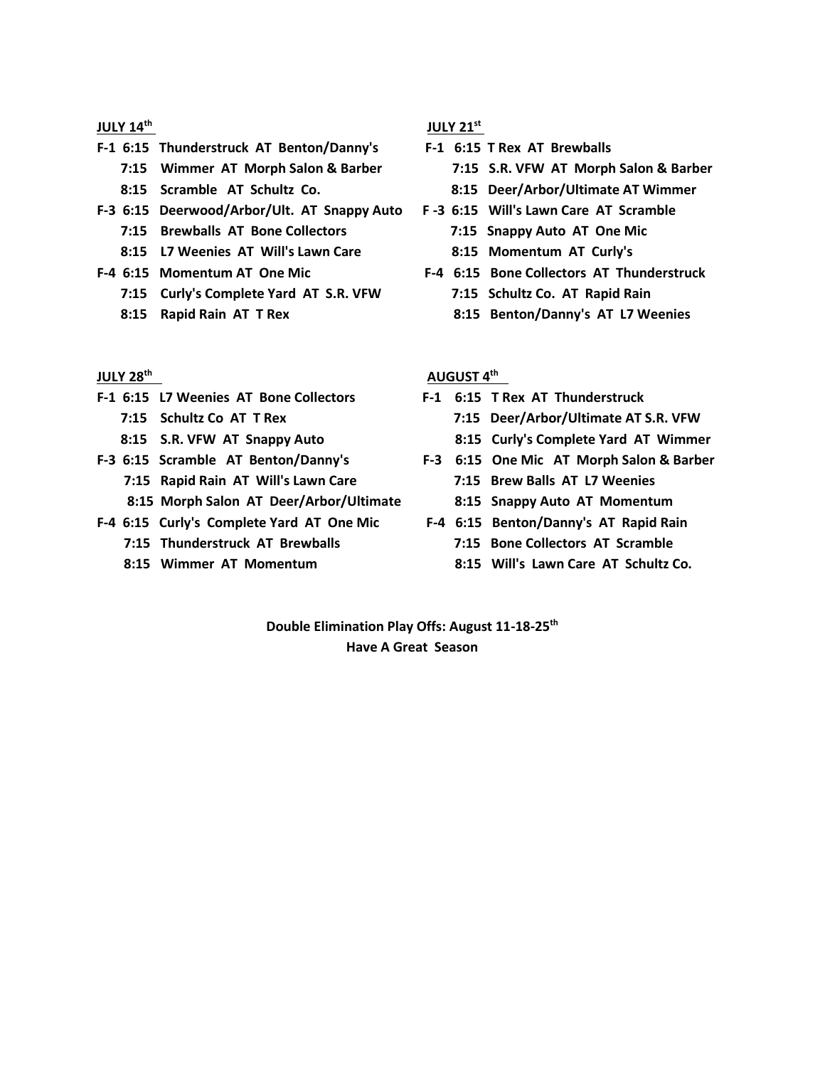**JULY 14th**

**F-1 6:15 Thunderstruck AT Benton/Danny's**
**7:15 Wimmer AT Morph Salon & Barber**
**8:15 Scramble AT Schultz Co.**
**F-3 6:15 Deerwood/Arbor/Ult. AT Snappy Auto**
**7:15 Brewballs AT Bone Collectors**
**8:15 L7 Weenies AT Will's Lawn Care**
**F-4 6:15 Momentum AT One Mic**
**7:15 Curly's Complete Yard AT S.R. VFW**
**8:15 Rapid Rain AT T Rex**

**JULY 21st**

**F-1 6:15 T Rex AT Brewballs**
**7:15 S.R. VFW AT Morph Salon & Barber**
**8:15 Deer/Arbor/Ultimate AT Wimmer**
**F -3 6:15 Will's Lawn Care AT Scramble**
**7:15 Snappy Auto AT One Mic**
**8:15 Momentum AT Curly's**
**F-4 6:15 Bone Collectors AT Thunderstruck**
**7:15 Schultz Co. AT Rapid Rain**
**8:15 Benton/Danny's AT L7 Weenies**

**JULY 28th**

**F-1 6:15 L7 Weenies AT Bone Collectors**
**7:15 Schultz Co AT T Rex**
**8:15 S.R. VFW AT Snappy Auto**
**F-3 6:15 Scramble AT Benton/Danny's**
**7:15 Rapid Rain AT Will's Lawn Care**
**8:15 Morph Salon AT Deer/Arbor/Ultimate**
**F-4 6:15 Curly's Complete Yard AT One Mic**
**7:15 Thunderstruck AT Brewballs**
**8:15 Wimmer AT Momentum**

**AUGUST 4th**

**F-1 6:15 T Rex AT Thunderstruck**
**7:15 Deer/Arbor/Ultimate AT S.R. VFW**
**8:15 Curly's Complete Yard AT Wimmer**
**F-3 6:15 One Mic AT Morph Salon & Barber**
**7:15 Brew Balls AT L7 Weenies**
**8:15 Snappy Auto AT Momentum**
**F-4 6:15 Benton/Danny's AT Rapid Rain**
**7:15 Bone Collectors AT Scramble**
**8:15 Will's Lawn Care AT Schultz Co.**

**Double Elimination Play Offs: August 11-18-25th**
**Have A Great Season**